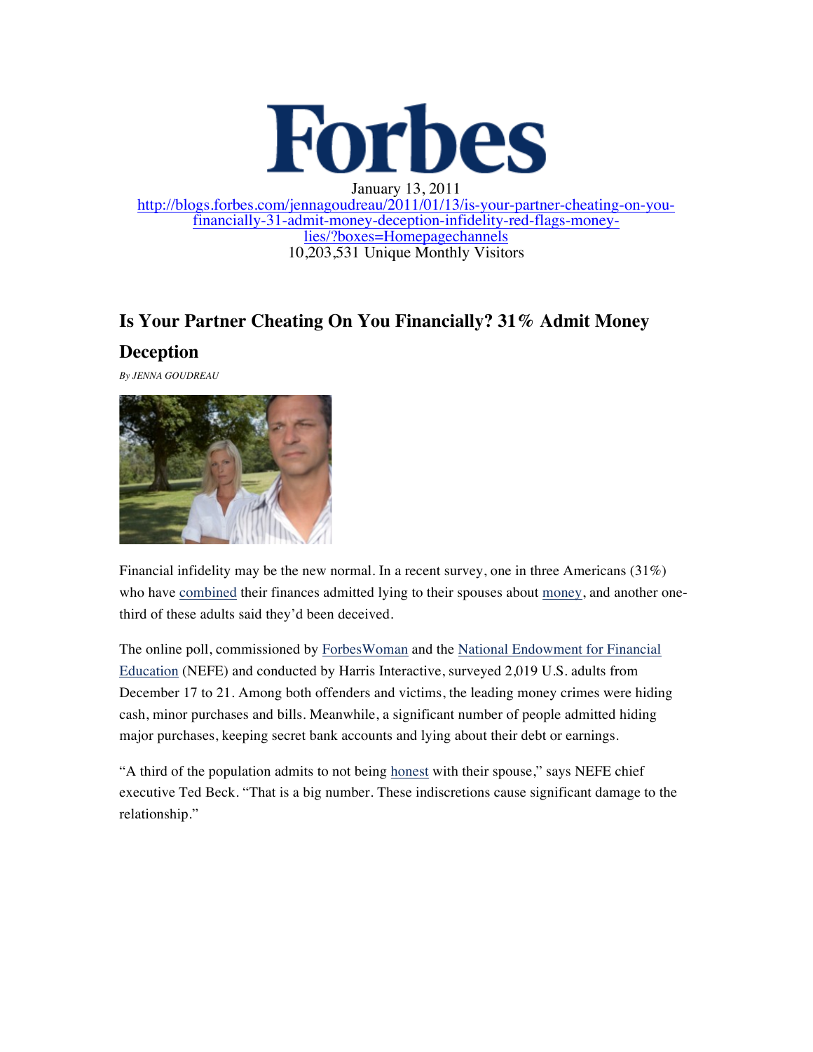Forbes

January 13, 2011
http://blogs.forbes.com/jennagoudreau/2011/01/13/is-your-partner-cheating-on-you-financially-31-admit-money-deception-infidelity-red-flags-money-lies/?boxes=Homepagechannels
10,203,531 Unique Monthly Visitors

## Is Your Partner Cheating On You Financially? 31% Admit Money Deception

*By JENNA GOUDREAU*

Financial infidelity may be the new normal. In a recent survey, one in three Americans (31%) who have combined their finances admitted lying to their spouses about money, and another one-third of these adults said they'd been deceived.

The online poll, commissioned by ForbesWoman and the National Endowment for Financial Education (NEFE) and conducted by Harris Interactive, surveyed 2,019 U.S. adults from December 17 to 21. Among both offenders and victims, the leading money crimes were hiding cash, minor purchases and bills. Meanwhile, a significant number of people admitted hiding major purchases, keeping secret bank accounts and lying about their debt or earnings.

"A third of the population admits to not being honest with their spouse," says NEFE chief executive Ted Beck. "That is a big number. These indiscretions cause significant damage to the relationship."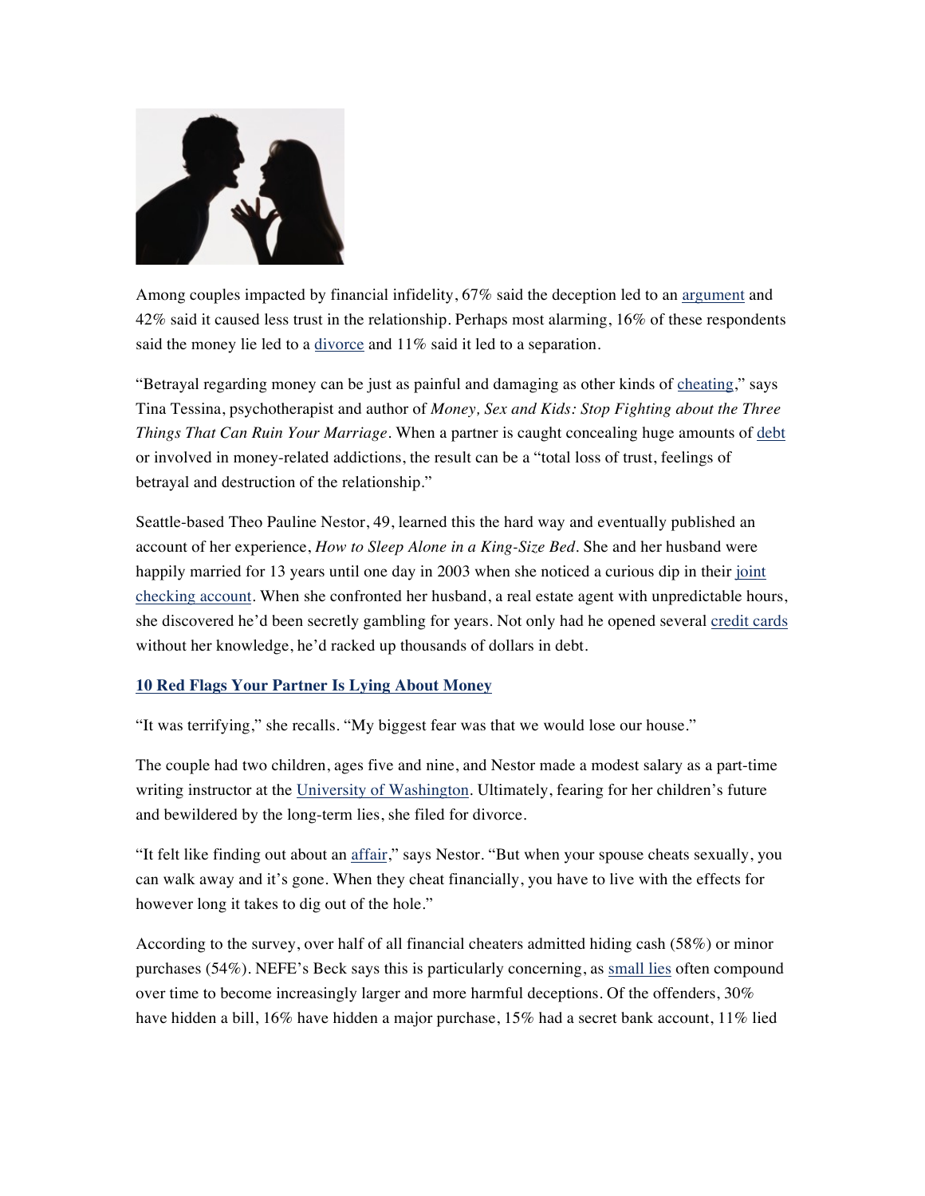Among couples impacted by financial infidelity, 67% said the deception led to an argument and 42% said it caused less trust in the relationship. Perhaps most alarming, 16% of these respondents said the money lie led to a divorce and 11% said it led to a separation.

"Betrayal regarding money can be just as painful and damaging as other kinds of cheating," says Tina Tessina, psychotherapist and author of *Money, Sex and Kids: Stop Fighting about the Three Things That Can Ruin Your Marriage*. When a partner is caught concealing huge amounts of debt or involved in money-related addictions, the result can be a "total loss of trust, feelings of betrayal and destruction of the relationship."

Seattle-based Theo Pauline Nestor, 49, learned this the hard way and eventually published an account of her experience, *How to Sleep Alone in a King-Size Bed*. She and her husband were happily married for 13 years until one day in 2003 when she noticed a curious dip in their joint checking account. When she confronted her husband, a real estate agent with unpredictable hours, she discovered he'd been secretly gambling for years. Not only had he opened several credit cards without her knowledge, he'd racked up thousands of dollars in debt.

**10 Red Flags Your Partner Is Lying About Money**

"It was terrifying," she recalls. "My biggest fear was that we would lose our house."

The couple had two children, ages five and nine, and Nestor made a modest salary as a part-time writing instructor at the University of Washington. Ultimately, fearing for her children's future and bewildered by the long-term lies, she filed for divorce.

"It felt like finding out about an affair," says Nestor. "But when your spouse cheats sexually, you can walk away and it's gone. When they cheat financially, you have to live with the effects for however long it takes to dig out of the hole."

According to the survey, over half of all financial cheaters admitted hiding cash (58%) or minor purchases (54%). NEFE's Beck says this is particularly concerning, as small lies often compound over time to become increasingly larger and more harmful deceptions. Of the offenders, 30% have hidden a bill, 16% have hidden a major purchase, 15% had a secret bank account, 11% lied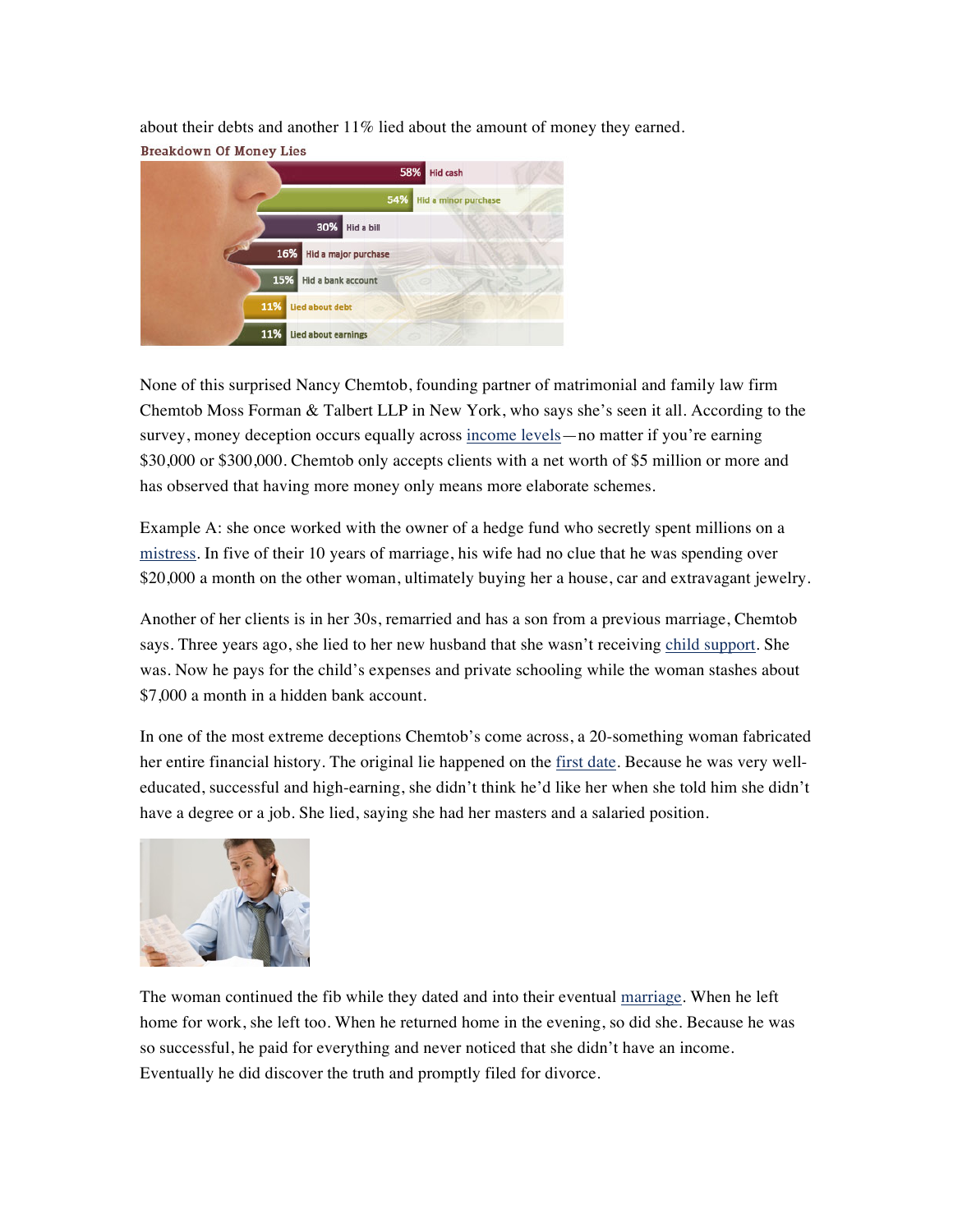about their debts and another 11% lied about the amount of money they earned.

**Breakdown Of Money Lies**

| Percentage | Money Lie |
| --- | --- |
| 58% | Hid cash |
| 54% | Hid a minor purchase |
| 30% | Hid a bill |
| 16% | Hid a major purchase |
| 15% | Hid a bank account |
| 11% | Lied about debt |
| 11% | Lied about earnings |

None of this surprised Nancy Chemtob, founding partner of matrimonial and family law firm Chemtob Moss Forman & Talbert LLP in New York, who says she's seen it all. According to the survey, money deception occurs equally across income levels—no matter if you're earning $30,000 or $300,000. Chemtob only accepts clients with a net worth of $5 million or more and has observed that having more money only means more elaborate schemes.

Example A: she once worked with the owner of a hedge fund who secretly spent millions on a mistress. In five of their 10 years of marriage, his wife had no clue that he was spending over $20,000 a month on the other woman, ultimately buying her a house, car and extravagant jewelry.

Another of her clients is in her 30s, remarried and has a son from a previous marriage, Chemtob says. Three years ago, she lied to her new husband that she wasn't receiving child support. She was. Now he pays for the child's expenses and private schooling while the woman stashes about $7,000 a month in a hidden bank account.

In one of the most extreme deceptions Chemtob's come across, a 20-something woman fabricated her entire financial history. The original lie happened on the first date. Because he was very well-educated, successful and high-earning, she didn't think he'd like her when she told him she didn't have a degree or a job. She lied, saying she had her masters and a salaried position.

The woman continued the fib while they dated and into their eventual marriage. When he left home for work, she left too. When he returned home in the evening, so did she. Because he was so successful, he paid for everything and never noticed that she didn't have an income. Eventually he did discover the truth and promptly filed for divorce.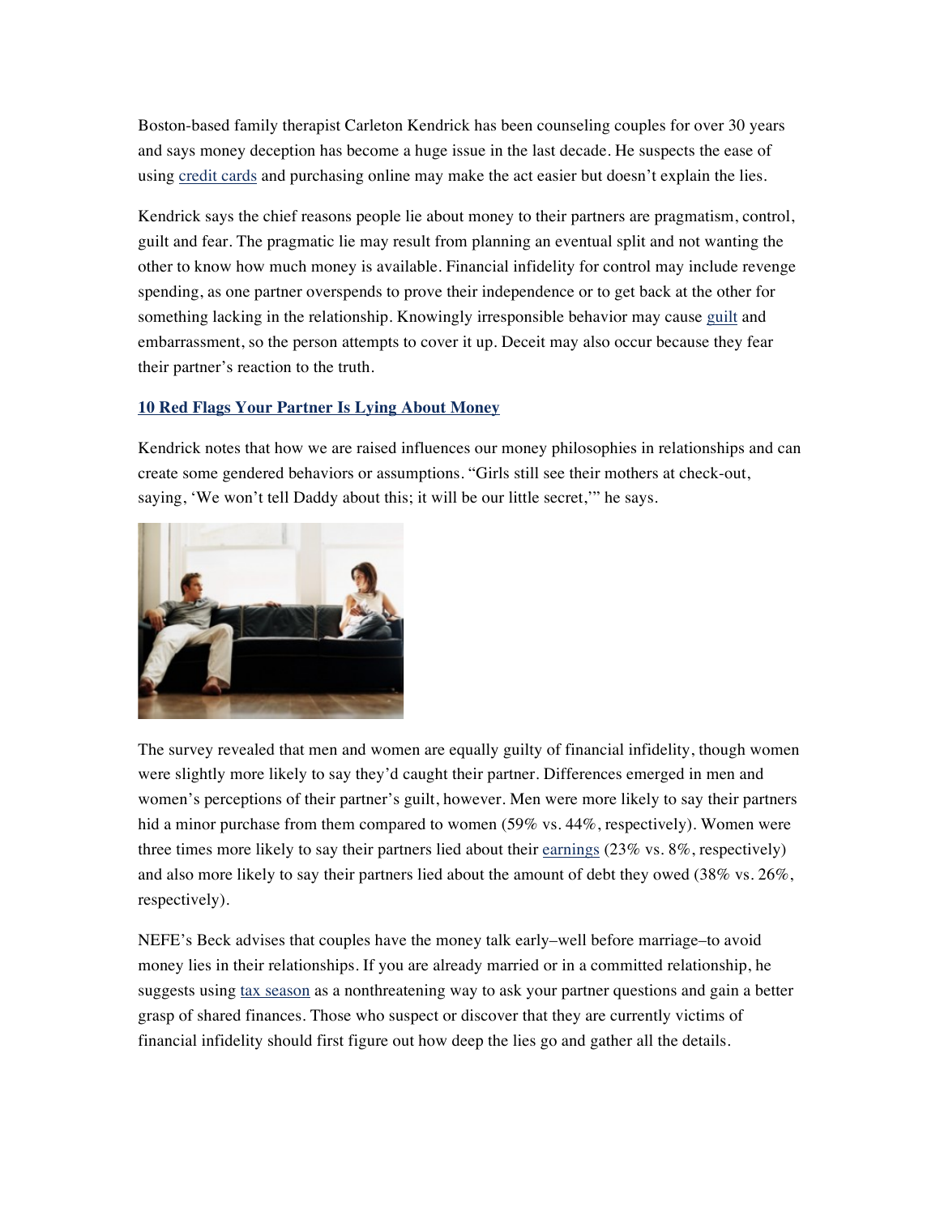Boston-based family therapist Carleton Kendrick has been counseling couples for over 30 years and says money deception has become a huge issue in the last decade. He suspects the ease of using credit cards and purchasing online may make the act easier but doesn't explain the lies.

Kendrick says the chief reasons people lie about money to their partners are pragmatism, control, guilt and fear. The pragmatic lie may result from planning an eventual split and not wanting the other to know how much money is available. Financial infidelity for control may include revenge spending, as one partner overspends to prove their independence or to get back at the other for something lacking in the relationship. Knowingly irresponsible behavior may cause guilt and embarrassment, so the person attempts to cover it up. Deceit may also occur because they fear their partner's reaction to the truth.

**10 Red Flags Your Partner Is Lying About Money**

Kendrick notes that how we are raised influences our money philosophies in relationships and can create some gendered behaviors or assumptions. "Girls still see their mothers at check-out, saying, 'We won't tell Daddy about this; it will be our little secret,'" he says.

The survey revealed that men and women are equally guilty of financial infidelity, though women were slightly more likely to say they'd caught their partner. Differences emerged in men and women's perceptions of their partner's guilt, however. Men were more likely to say their partners hid a minor purchase from them compared to women (59% vs. 44%, respectively). Women were three times more likely to say their partners lied about their earnings (23% vs. 8%, respectively) and also more likely to say their partners lied about the amount of debt they owed (38% vs. 26%, respectively).

NEFE's Beck advises that couples have the money talk early–well before marriage–to avoid money lies in their relationships. If you are already married or in a committed relationship, he suggests using tax season as a nonthreatening way to ask your partner questions and gain a better grasp of shared finances. Those who suspect or discover that they are currently victims of financial infidelity should first figure out how deep the lies go and gather all the details.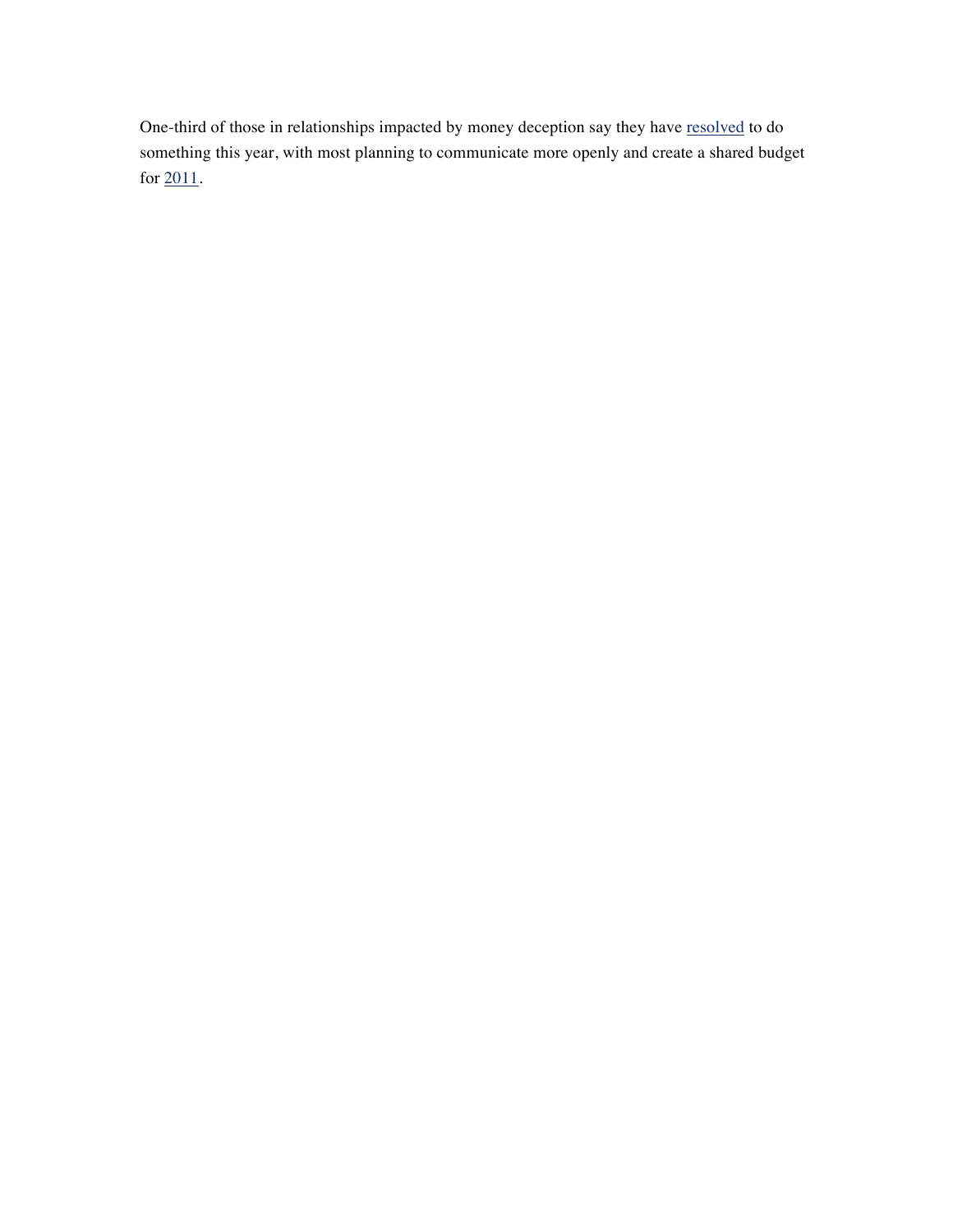One-third of those in relationships impacted by money deception say they have resolved to do something this year, with most planning to communicate more openly and create a shared budget for 2011.